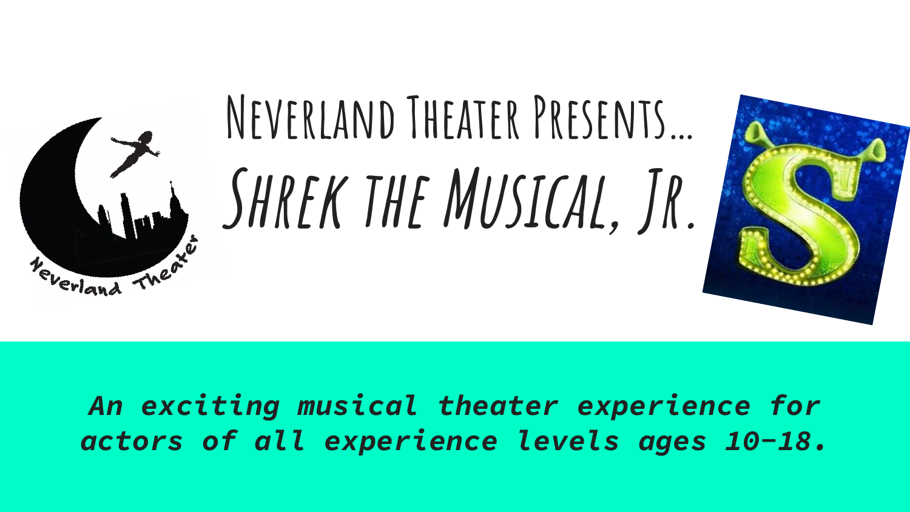# Neverland Theater Presents...

# Shrek the Musical, Jr.

***An exciting musical theater experience for actors of all experience levels ages 10-18.***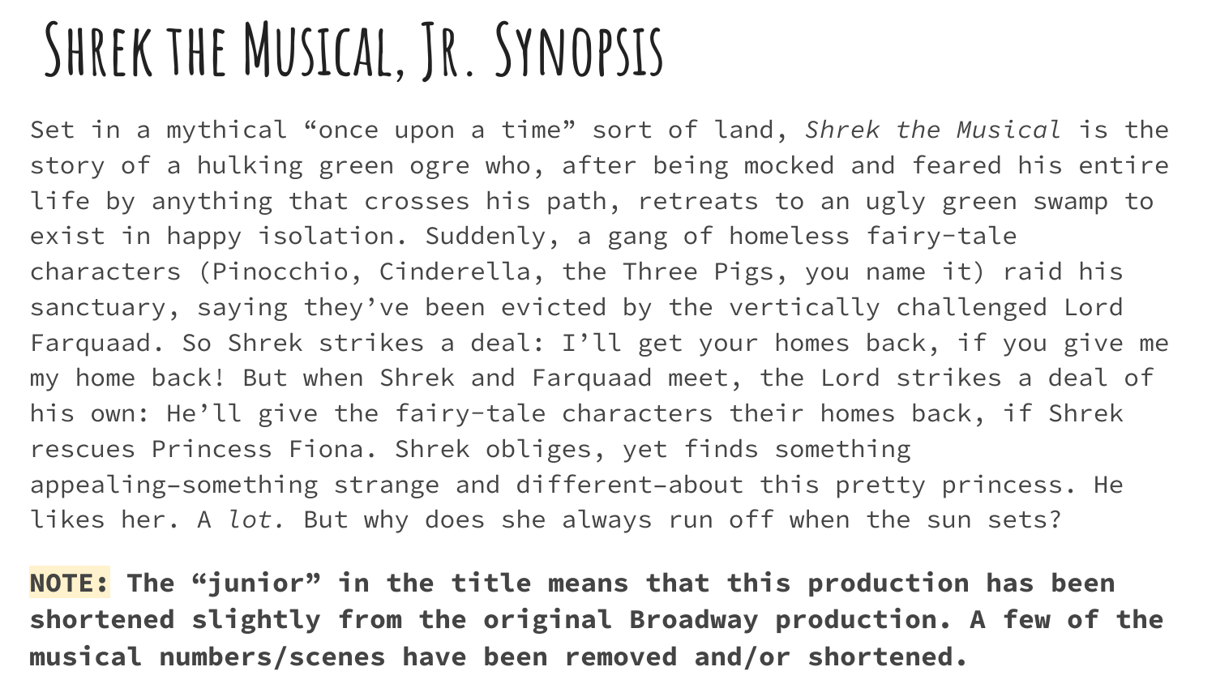# Shrek the Musical, Jr. Synopsis

Set in a mythical "once upon a time" sort of land, *Shrek the Musical* is the story of a hulking green ogre who, after being mocked and feared his entire life by anything that crosses his path, retreats to an ugly green swamp to exist in happy isolation. Suddenly, a gang of homeless fairy-tale characters (Pinocchio, Cinderella, the Three Pigs, you name it) raid his sanctuary, saying they've been evicted by the vertically challenged Lord Farquaad. So Shrek strikes a deal: I'll get your homes back, if you give me my home back! But when Shrek and Farquaad meet, the Lord strikes a deal of his own: He'll give the fairy-tale characters their homes back, if Shrek rescues Princess Fiona. Shrek obliges, yet finds something appealing–something strange and different–about this pretty princess. He likes her. A *lot.* But why does she always run off when the sun sets?

**NOTE: The "junior" in the title means that this production has been shortened slightly from the original Broadway production. A few of the musical numbers/scenes have been removed and/or shortened.**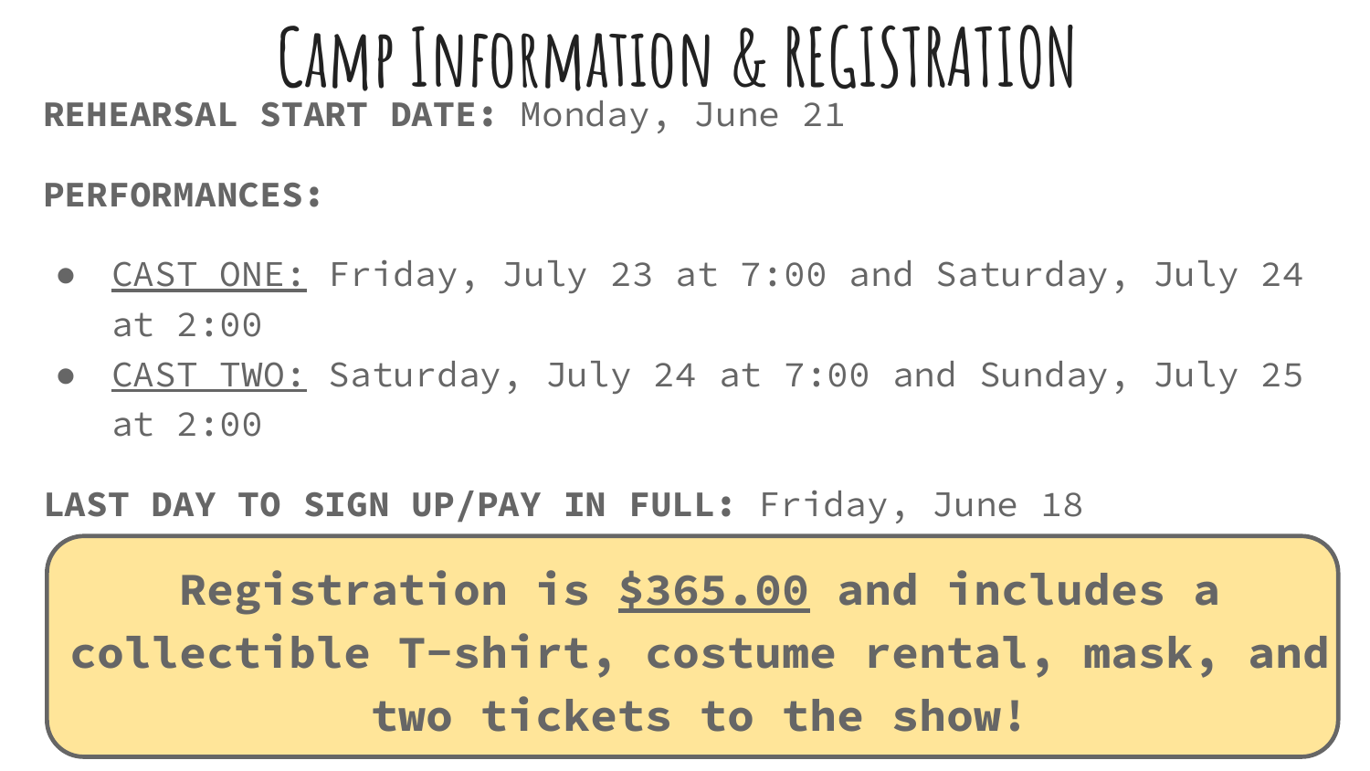# Camp Information & Registration

**REHEARSAL START DATE:** Monday, June 21

**PERFORMANCES:**

- CAST ONE: Friday, July 23 at 7:00 and Saturday, July 24 at 2:00
- CAST TWO: Saturday, July 24 at 7:00 and Sunday, July 25 at 2:00

**LAST DAY TO SIGN UP/PAY IN FULL:** Friday, June 18

**Registration is $365.00 and includes a collectible T-shirt, costume rental, mask, and two tickets to the show!**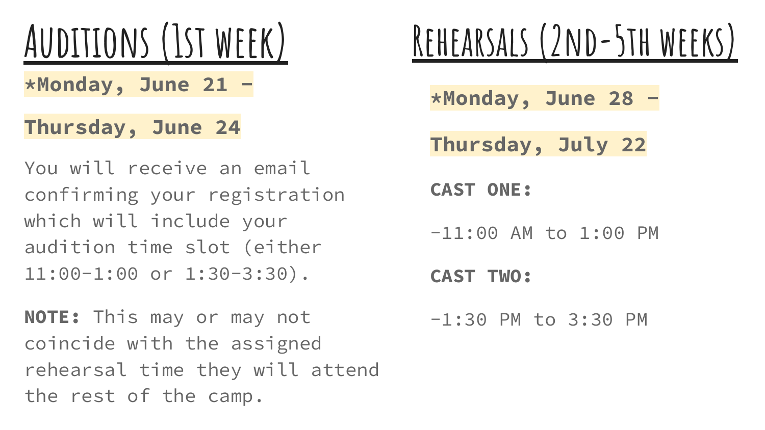# Auditions (1st week)

**\*Monday, June 21 –**

**Thursday, June 24**

You will receive an email confirming your registration which will include your audition time slot (either 11:00-1:00 or 1:30-3:30).

**NOTE:** This may or may not coincide with the assigned rehearsal time they will attend the rest of the camp.

# Rehearsals (2nd-5th weeks)

**\*Monday, June 28 –**

**Thursday, July 22**

**CAST ONE:**

-11:00 AM to 1:00 PM

**CAST TWO:**

-1:30 PM to 3:30 PM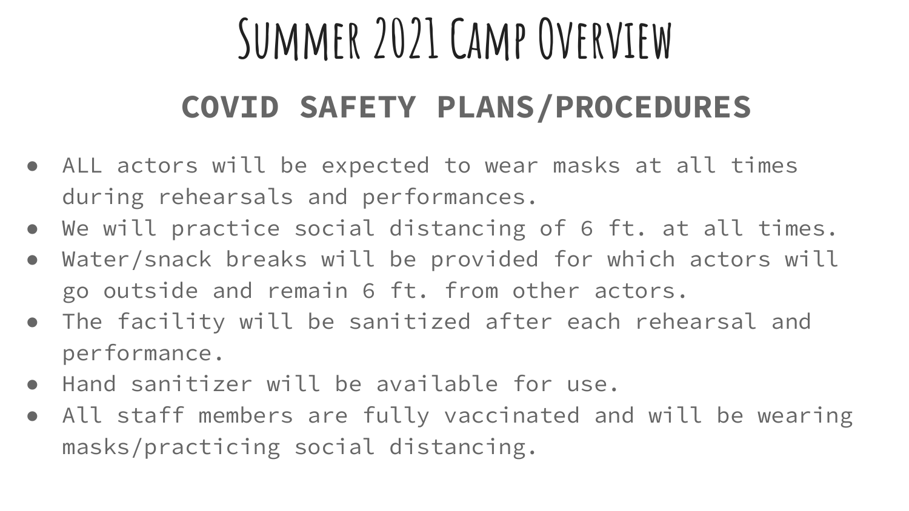# Summer 2021 Camp Overview

## COVID SAFETY PLANS/PROCEDURES

- ALL actors will be expected to wear masks at all times during rehearsals and performances.
- We will practice social distancing of 6 ft. at all times.
- Water/snack breaks will be provided for which actors will go outside and remain 6 ft. from other actors.
- The facility will be sanitized after each rehearsal and performance.
- Hand sanitizer will be available for use.
- All staff members are fully vaccinated and will be wearing masks/practicing social distancing.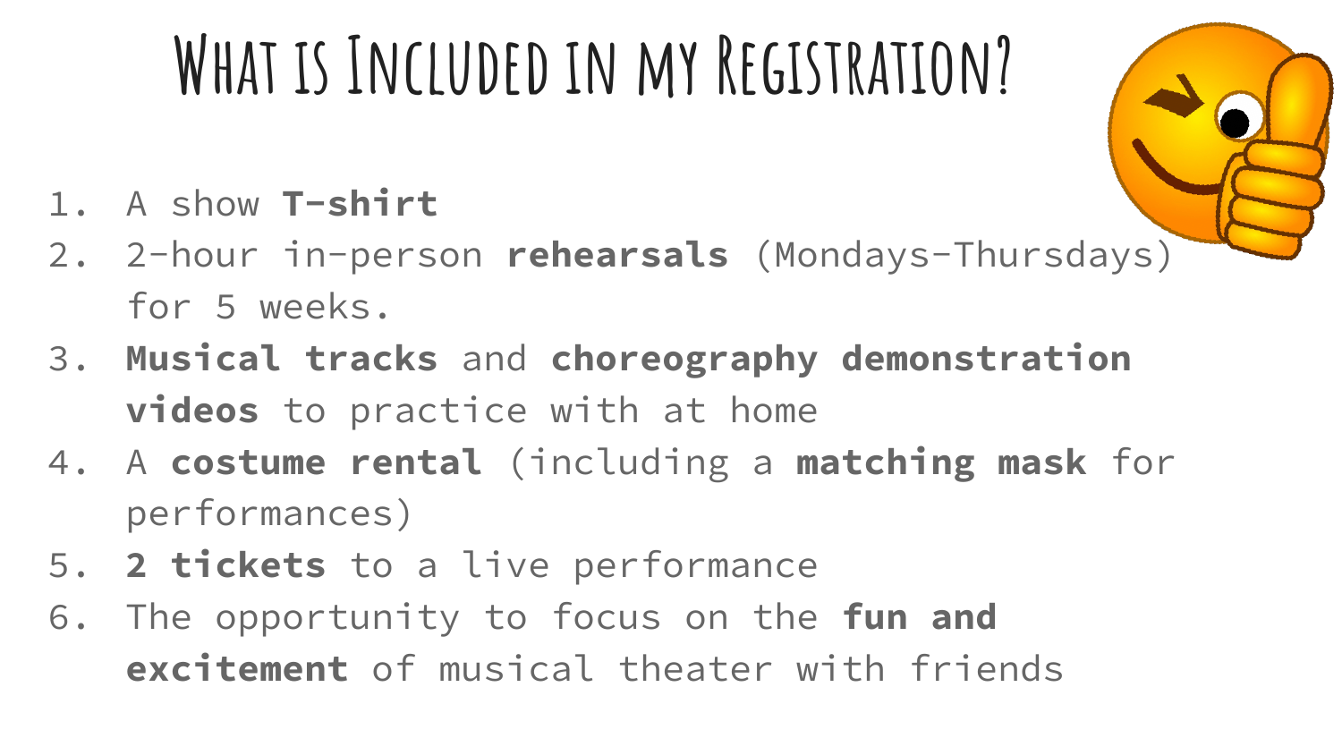# What is Included in my Registration?

1. A show **T-shirt**
2. 2-hour in-person **rehearsals** (Mondays-Thursdays) for 5 weeks.
3. **Musical tracks** and **choreography demonstration videos** to practice with at home
4. A **costume rental** (including a **matching mask** for performances)
5. **2 tickets** to a live performance
6. The opportunity to focus on the **fun and excitement** of musical theater with friends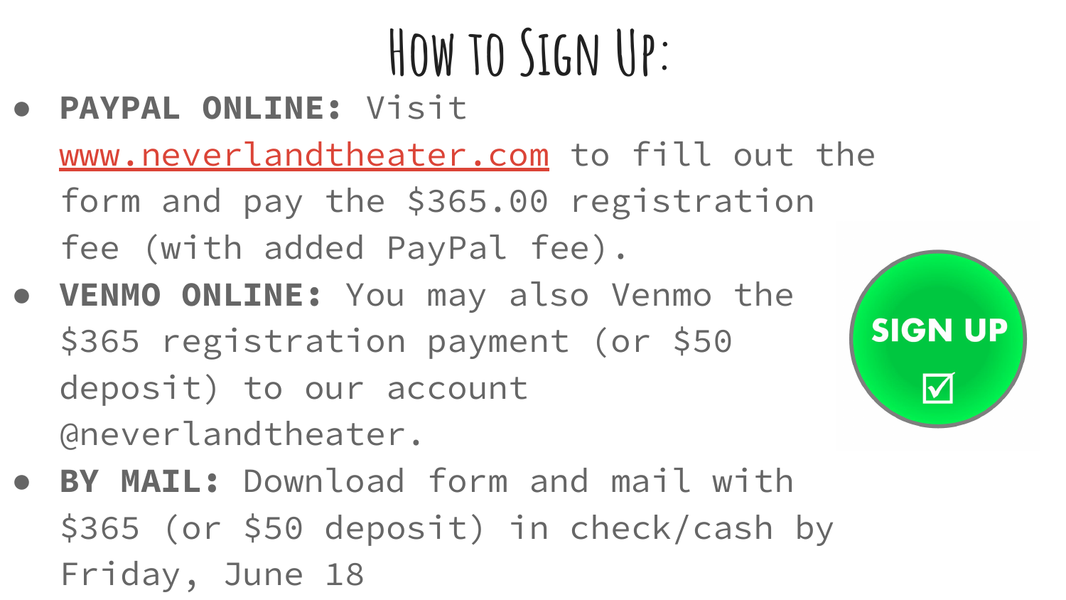# How to Sign Up:

- **PAYPAL ONLINE:** Visit [www.neverlandtheater.com](http://www.neverlandtheater.com) to fill out the form and pay the $365.00 registration fee (with added PayPal fee).
- **VENMO ONLINE:** You may also Venmo the $365 registration payment (or $50 deposit) to our account @neverlandtheater.
- **BY MAIL:** Download form and mail with $365 (or $50 deposit) in check/cash by Friday, June 18

SIGN UP ☑